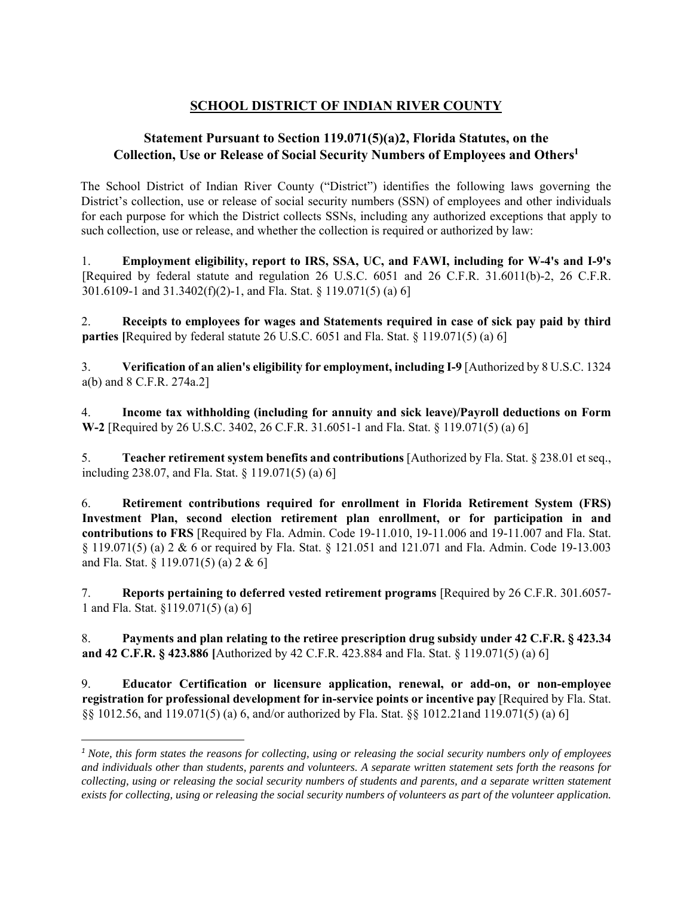# SCHOOL DISTRICT OF INDIAN RIVER COUNTY

## Statement Pursuant to Section 119.071(5)(a)2, Florida Statutes, on the Collection, Use or Release of Social Security Numbers of Employees and Others[1]

The School District of Indian River County ("District") identifies the following laws governing the District's collection, use or release of social security numbers (SSN) of employees and other individuals for each purpose for which the District collects SSNs, including any authorized exceptions that apply to such collection, use or release, and whether the collection is required or authorized by law:

1. **Employment eligibility, report to IRS, SSA, UC, and FAWI, including for W-4's and I-9's** [Required by federal statute and regulation 26 U.S.C. 6051 and 26 C.F.R. 31.6011(b)-2, 26 C.F.R. 301.6109-1 and 31.3402(f)(2)-1, and Fla. Stat. § 119.071(5) (a) 6]

2. **Receipts to employees for wages and Statements required in case of sick pay paid by third parties [**Required by federal statute 26 U.S.C. 6051 and Fla. Stat. § 119.071(5) (a) 6]

3. **Verification of an alien's eligibility for employment, including I-9** [Authorized by 8 U.S.C. 1324 a(b) and 8 C.F.R. 274a.2]

4. **Income tax withholding (including for annuity and sick leave)/Payroll deductions on Form W-2** [Required by 26 U.S.C. 3402, 26 C.F.R. 31.6051-1 and Fla. Stat. § 119.071(5) (a) 6]

5. **Teacher retirement system benefits and contributions** [Authorized by Fla. Stat. § 238.01 et seq., including 238.07, and Fla. Stat. § 119.071(5) (a) 6]

6. **Retirement contributions required for enrollment in Florida Retirement System (FRS) Investment Plan, second election retirement plan enrollment, or for participation in and contributions to FRS** [Required by Fla. Admin. Code 19-11.010, 19-11.006 and 19-11.007 and Fla. Stat. § 119.071(5) (a) 2 & 6 or required by Fla. Stat. § 121.051 and 121.071 and Fla. Admin. Code 19-13.003 and Fla. Stat. § 119.071(5) (a) 2 & 6]

7. **Reports pertaining to deferred vested retirement programs** [Required by 26 C.F.R. 301.6057-1 and Fla. Stat. §119.071(5) (a) 6]

8. **Payments and plan relating to the retiree prescription drug subsidy under 42 C.F.R. § 423.34 and 42 C.F.R. § 423.886 [**Authorized by 42 C.F.R. 423.884 and Fla. Stat. § 119.071(5) (a) 6]

9. **Educator Certification or licensure application, renewal, or add-on, or non-employee registration for professional development for in-service points or incentive pay** [Required by Fla. Stat. §§ 1012.56, and 119.071(5) (a) 6, and/or authorized by Fla. Stat. §§ 1012.21and 119.071(5) (a) 6]

---

[1] *Note, this form states the reasons for collecting, using or releasing the social security numbers only of employees and individuals other than students, parents and volunteers. A separate written statement sets forth the reasons for collecting, using or releasing the social security numbers of students and parents, and a separate written statement exists for collecting, using or releasing the social security numbers of volunteers as part of the volunteer application.*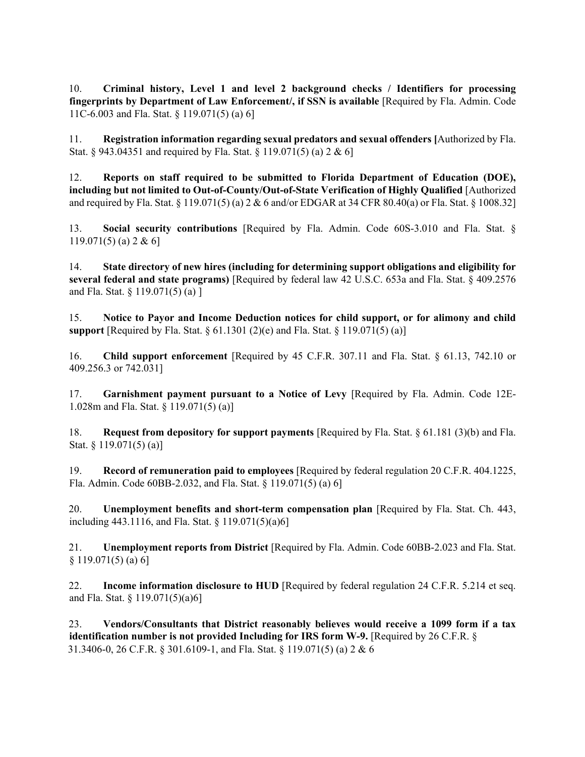10. **Criminal history, Level 1 and level 2 background checks / Identifiers for processing fingerprints by Department of Law Enforcement/, if SSN is available** [Required by Fla. Admin. Code 11C-6.003 and Fla. Stat. § 119.071(5) (a) 6]

11. **Registration information regarding sexual predators and sexual offenders [**Authorized by Fla. Stat. § 943.04351 and required by Fla. Stat. § 119.071(5) (a) 2 & 6]

12. **Reports on staff required to be submitted to Florida Department of Education (DOE), including but not limited to Out-of-County/Out-of-State Verification of Highly Qualified** [Authorized and required by Fla. Stat. § 119.071(5) (a) 2 & 6 and/or EDGAR at 34 CFR 80.40(a) or Fla. Stat. § 1008.32]

13. **Social security contributions** [Required by Fla. Admin. Code 60S-3.010 and Fla. Stat. § 119.071(5) (a) 2 & 6]

14. **State directory of new hires (including for determining support obligations and eligibility for several federal and state programs)** [Required by federal law 42 U.S.C. 653a and Fla. Stat. § 409.2576 and Fla. Stat. § 119.071(5) (a) ]

15. **Notice to Payor and Income Deduction notices for child support, or for alimony and child support** [Required by Fla. Stat. § 61.1301 (2)(e) and Fla. Stat. § 119.071(5) (a)]

16. **Child support enforcement** [Required by 45 C.F.R. 307.11 and Fla. Stat. § 61.13, 742.10 or 409.256.3 or 742.031]

17. **Garnishment payment pursuant to a Notice of Levy** [Required by Fla. Admin. Code 12E-1.028m and Fla. Stat. § 119.071(5) (a)]

18. **Request from depository for support payments** [Required by Fla. Stat. § 61.181 (3)(b) and Fla. Stat. § 119.071(5) (a)]

19. **Record of remuneration paid to employees** [Required by federal regulation 20 C.F.R. 404.1225, Fla. Admin. Code 60BB-2.032, and Fla. Stat. § 119.071(5) (a) 6]

20. **Unemployment benefits and short-term compensation plan** [Required by Fla. Stat. Ch. 443, including 443.1116, and Fla. Stat. § 119.071(5)(a)6]

21. **Unemployment reports from District** [Required by Fla. Admin. Code 60BB-2.023 and Fla. Stat. § 119.071(5) (a) 6]

22. **Income information disclosure to HUD** [Required by federal regulation 24 C.F.R. 5.214 et seq. and Fla. Stat. § 119.071(5)(a)6]

23. **Vendors/Consultants that District reasonably believes would receive a 1099 form if a tax identification number is not provided Including for IRS form W-9.** [Required by 26 C.F.R. § 31.3406-0, 26 C.F.R. § 301.6109-1, and Fla. Stat. § 119.071(5) (a) 2 & 6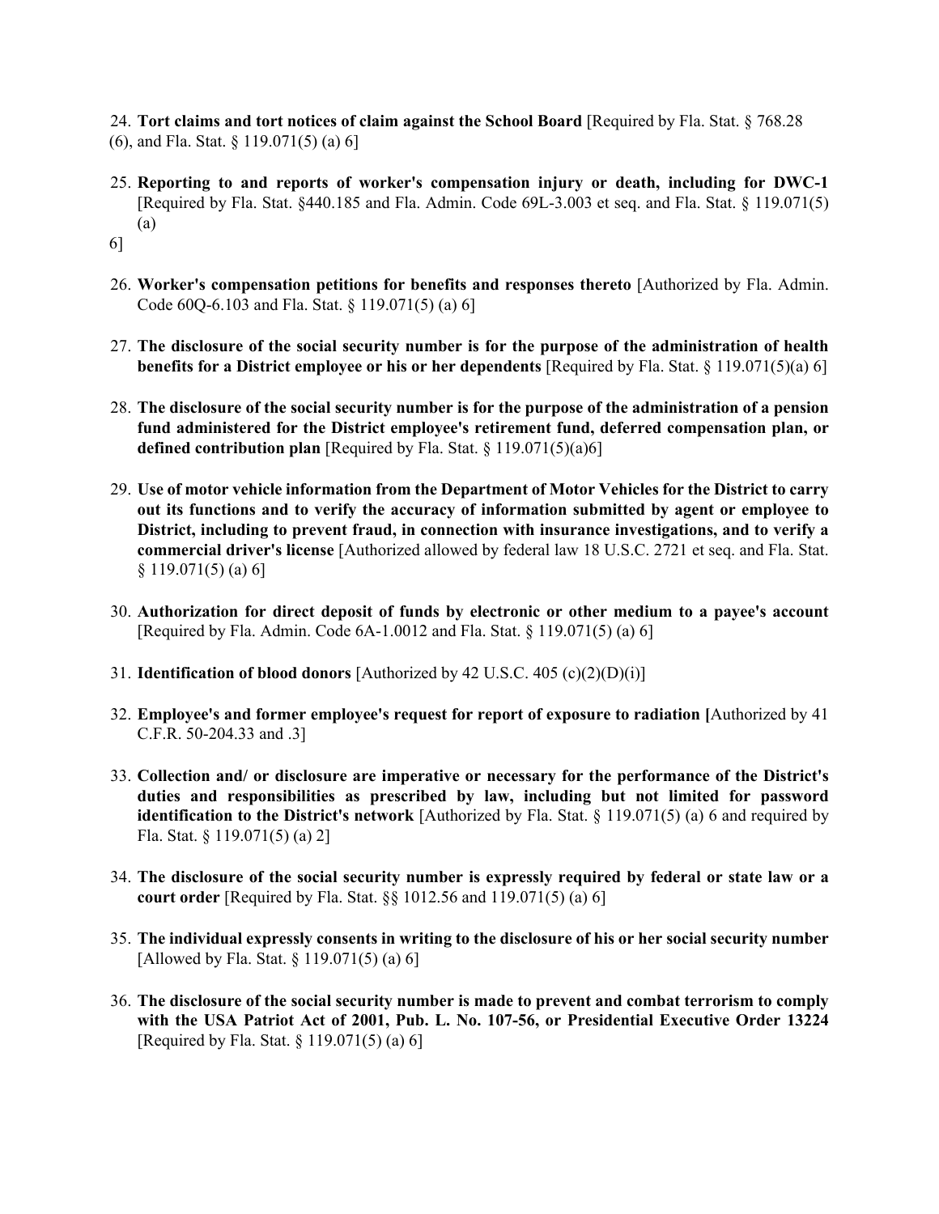24. **Tort claims and tort notices of claim against the School Board** [Required by Fla. Stat. § 768.28 (6), and Fla. Stat. § 119.071(5) (a) 6]

25. **Reporting to and reports of worker's compensation injury or death, including for DWC-1** [Required by Fla. Stat. §440.185 and Fla. Admin. Code 69L-3.003 et seq. and Fla. Stat. § 119.071(5) (a) 6]

26. **Worker's compensation petitions for benefits and responses thereto** [Authorized by Fla. Admin. Code 60Q-6.103 and Fla. Stat. § 119.071(5) (a) 6]

27. **The disclosure of the social security number is for the purpose of the administration of health benefits for a District employee or his or her dependents** [Required by Fla. Stat. § 119.071(5)(a) 6]

28. **The disclosure of the social security number is for the purpose of the administration of a pension fund administered for the District employee's retirement fund, deferred compensation plan, or defined contribution plan** [Required by Fla. Stat. § 119.071(5)(a)6]

29. **Use of motor vehicle information from the Department of Motor Vehicles for the District to carry out its functions and to verify the accuracy of information submitted by agent or employee to District, including to prevent fraud, in connection with insurance investigations, and to verify a commercial driver's license** [Authorized allowed by federal law 18 U.S.C. 2721 et seq. and Fla. Stat. § 119.071(5) (a) 6]

30. **Authorization for direct deposit of funds by electronic or other medium to a payee's account** [Required by Fla. Admin. Code 6A-1.0012 and Fla. Stat. § 119.071(5) (a) 6]

31. **Identification of blood donors** [Authorized by 42 U.S.C. 405 (c)(2)(D)(i)]

32. **Employee's and former employee's request for report of exposure to radiation [**Authorized by 41 C.F.R. 50-204.33 and .3]

33. **Collection and/ or disclosure are imperative or necessary for the performance of the District's duties and responsibilities as prescribed by law, including but not limited for password identification to the District's network** [Authorized by Fla. Stat. § 119.071(5) (a) 6 and required by Fla. Stat. § 119.071(5) (a) 2]

34. **The disclosure of the social security number is expressly required by federal or state law or a court order** [Required by Fla. Stat. §§ 1012.56 and 119.071(5) (a) 6]

35. **The individual expressly consents in writing to the disclosure of his or her social security number** [Allowed by Fla. Stat. § 119.071(5) (a) 6]

36. **The disclosure of the social security number is made to prevent and combat terrorism to comply with the USA Patriot Act of 2001, Pub. L. No. 107-56, or Presidential Executive Order 13224** [Required by Fla. Stat. § 119.071(5) (a) 6]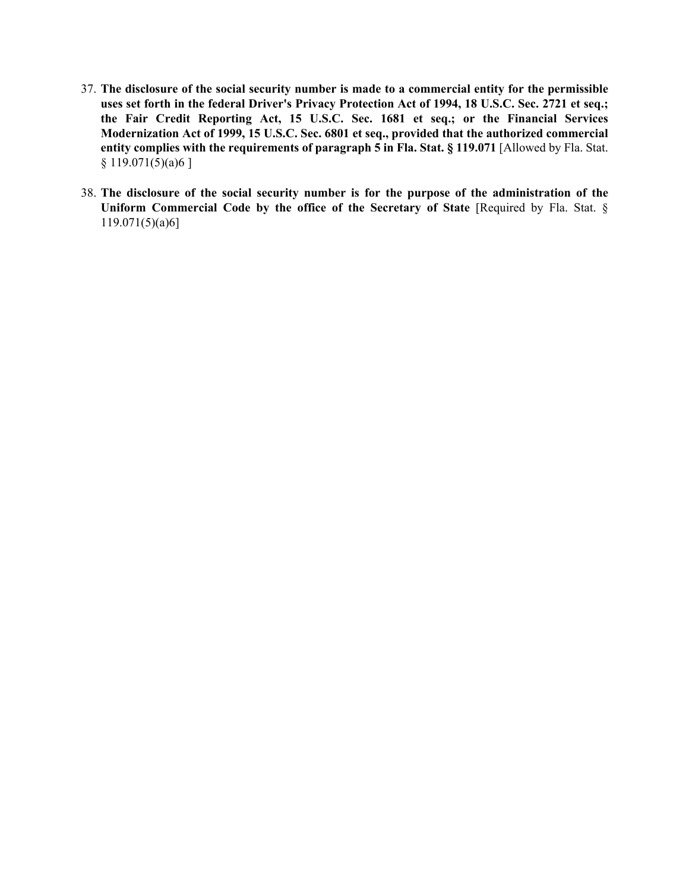37. **The disclosure of the social security number is made to a commercial entity for the permissible uses set forth in the federal Driver's Privacy Protection Act of 1994, 18 U.S.C. Sec. 2721 et seq.; the Fair Credit Reporting Act, 15 U.S.C. Sec. 1681 et seq.; or the Financial Services Modernization Act of 1999, 15 U.S.C. Sec. 6801 et seq., provided that the authorized commercial entity complies with the requirements of paragraph 5 in Fla. Stat. § 119.071** [Allowed by Fla. Stat. § 119.071(5)(a)6 ]

38. **The disclosure of the social security number is for the purpose of the administration of the Uniform Commercial Code by the office of the Secretary of State** [Required by Fla. Stat. § 119.071(5)(a)6]